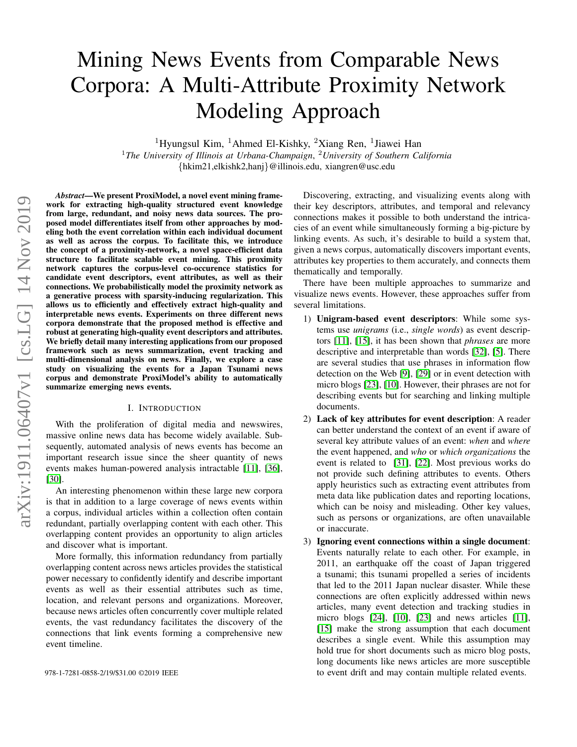# Mining News Events from Comparable News Corpora: A Multi-Attribute Proximity Network Modeling Approach

[1]Hyungsul Kim, [1]Ahmed El-Kishky, [2]Xiang Ren, [1]Jiawei Han

[1]*The University of Illinois at Urbana-Champaign*, [2]*University of Southern California*

{hkim21,elkishk2,hanj}@illinois.edu, xiangren@usc.edu

***Abstract*—We present ProxiModel, a novel event mining framework for extracting high-quality structured event knowledge from large, redundant, and noisy news data sources. The proposed model differentiates itself from other approaches by modeling both the event correlation within each individual document as well as across the corpus. To facilitate this, we introduce the concept of a proximity-network, a novel space-efficient data structure to facilitate scalable event mining. This proximity network captures the corpus-level co-occurence statistics for candidate event descriptors, event attributes, as well as their connections. We probabilistically model the proximity network as a generative process with sparsity-inducing regularization. This allows us to efficiently and effectively extract high-quality and interpretable news events. Experiments on three different news corpora demonstrate that the proposed method is effective and robust at generating high-quality event descriptors and attributes. We briefly detail many interesting applications from our proposed framework such as news summarization, event tracking and multi-dimensional analysis on news. Finally, we explore a case study on visualizing the events for a Japan Tsunami news corpus and demonstrate ProxiModel's ability to automatically summarize emerging news events.**

## I. Introduction

With the proliferation of digital media and newswires, massive online news data has become widely available. Subsequently, automated analysis of news events has become an important research issue since the sheer quantity of news events makes human-powered analysis intractable [11], [36], [30].

An interesting phenomenon within these large new corpora is that in addition to a large coverage of news events within a corpus, individual articles within a collection often contain redundant, partially overlapping content with each other. This overlapping content provides an opportunity to align articles and discover what is important.

More formally, this information redundancy from partially overlapping content across news articles provides the statistical power necessary to confidently identify and describe important events as well as their essential attributes such as time, location, and relevant persons and organizations. Moreover, because news articles often concurrently cover multiple related events, the vast redundancy facilitates the discovery of the connections that link events forming a comprehensive new event timeline.

Discovering, extracting, and visualizing events along with their key descriptors, attributes, and temporal and relevancy connections makes it possible to both understand the intricacies of an event while simultaneously forming a big-picture by linking events. As such, it's desirable to build a system that, given a news corpus, automatically discovers important events, attributes key properties to them accurately, and connects them thematically and temporally.

There have been multiple approaches to summarize and visualize news events. However, these approaches suffer from several limitations.

1) **Unigram-based event descriptors**: While some systems use *unigrams* (i.e., *single words*) as event descriptors [11], [15], it has been shown that *phrases* are more descriptive and interpretable than words [32], [5]. There are several studies that use phrases in information flow detection on the Web [9], [29] or in event detection with micro blogs [23], [10]. However, their phrases are not for describing events but for searching and linking multiple documents.
2) **Lack of key attributes for event description**: A reader can better understand the context of an event if aware of several key attribute values of an event: *when* and *where* the event happened, and *who* or *which organizations* the event is related to [31], [22]. Most previous works do not provide such defining attributes to events. Others apply heuristics such as extracting event attributes from meta data like publication dates and reporting locations, which can be noisy and misleading. Other key values, such as persons or organizations, are often unavailable or inaccurate.
3) **Ignoring event connections within a single document**: Events naturally relate to each other. For example, in 2011, an earthquake off the coast of Japan triggered a tsunami; this tsunami propelled a series of incidents that led to the 2011 Japan nuclear disaster. While these connections are often explicitly addressed within news articles, many event detection and tracking studies in micro blogs [24], [10], [23] and news articles [11], [15] make the strong assumption that each document describes a single event. While this assumption may hold true for short documents such as micro blog posts, long documents like news articles are more susceptible to event drift and may contain multiple related events.

978-1-7281-0858-2/19/$31.00 ©2019 IEEE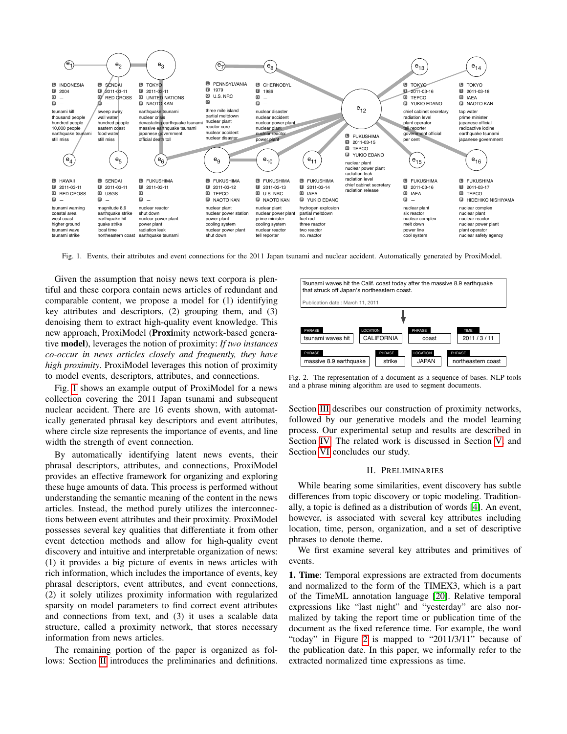Fig. 1. Events, their attributes and event connections for the 2011 Japan tsunami and nuclear accident. Automatically generated by ProxiModel.

Given the assumption that noisy news text corpora is plentiful and these corpora contain news articles of redundant and comparable content, we propose a model for (1) identifying key attributes and descriptors, (2) grouping them, and (3) denoising them to extract high-quality event knowledge. This new approach, ProxiModel (**Proxi**mity network-based generative **model**), leverages the notion of proximity: *If two instances co-occur in news articles closely and frequently, they have high proximity*. ProxiModel leverages this notion of proximity to model events, descriptors, attributes, and connections.

Fig. 1 shows an example output of ProxiModel for a news collection covering the 2011 Japan tsunami and subsequent nuclear accident. There are 16 events shown, with automatically generated phrasal key descriptors and event attributes, where circle size represents the importance of events, and line width the strength of event connection.

By automatically identifying latent news events, their phrasal descriptors, attributes, and connections, ProxiModel provides an effective framework for organizing and exploring these huge amounts of data. This process is performed without understanding the semantic meaning of the content in the news articles. Instead, the method purely utilizes the interconnections between event attributes and their proximity. ProxiModel possesses several key qualities that differentiate it from other event detection methods and allow for high-quality event discovery and intuitive and interpretable organization of news: (1) it provides a big picture of events in news articles with rich information, which includes the importance of events, key phrasal descriptors, event attributes, and event connections, (2) it solely utilizes proximity information with regularized sparsity on model parameters to find correct event attributes and connections from text, and (3) it uses a scalable data structure, called a proximity network, that stores necessary information from news articles.

The remaining portion of the paper is organized as follows: Section II introduces the preliminaries and definitions.

Fig. 2. The representation of a document as a sequence of bases. NLP tools and a phrase mining algorithm are used to segment documents.

Section III describes our construction of proximity networks, followed by our generative models and the model learning process. Our experimental setup and results are described in Section IV. The related work is discussed in Section V, and Section VI concludes our study.

## II. Preliminaries

While bearing some similarities, event discovery has subtle differences from topic discovery or topic modeling. Traditionally, a topic is defined as a distribution of words [4]. An event, however, is associated with several key attributes including location, time, person, organization, and a set of descriptive phrases to denote theme.

We first examine several key attributes and primitives of events.

**1. Time**: Temporal expressions are extracted from documents and normalized to the form of the TIMEX3, which is a part of the TimeML annotation language [20]. Relative temporal expressions like "last night" and "yesterday" are also normalized by taking the report time or publication time of the document as the fixed reference time. For example, the word "today" in Figure 2 is mapped to "2011/3/11" because of the publication date. In this paper, we informally refer to the extracted normalized time expressions as time.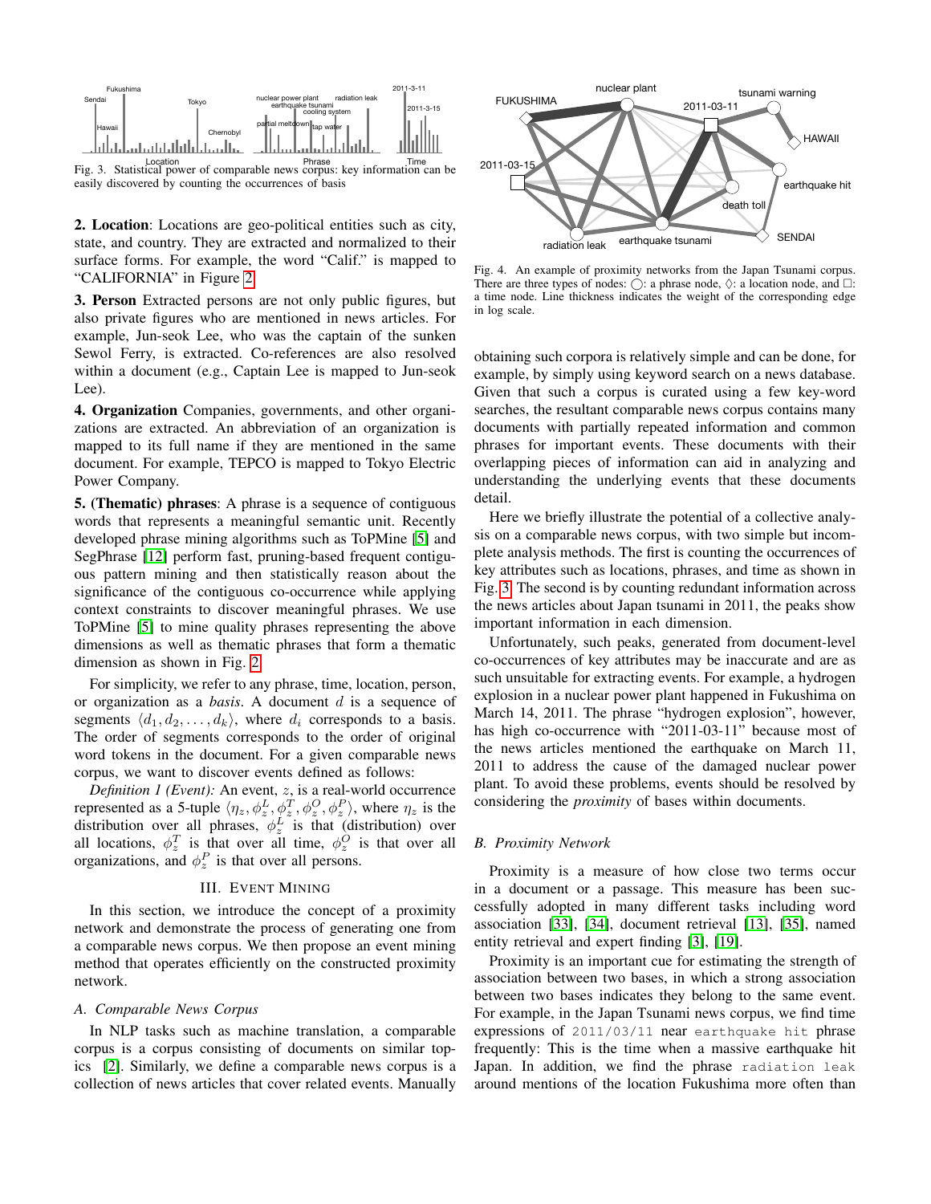Fig. 3. Statistical power of comparable news corpus: key information can be easily discovered by counting the occurrences of basis

**2. Location**: Locations are geo-political entities such as city, state, and country. They are extracted and normalized to their surface forms. For example, the word "Calif." is mapped to "CALIFORNIA" in Figure 2.

**3. Person** Extracted persons are not only public figures, but also private figures who are mentioned in news articles. For example, Jun-seok Lee, who was the captain of the sunken Sewol Ferry, is extracted. Co-references are also resolved within a document (e.g., Captain Lee is mapped to Jun-seok Lee).

**4. Organization** Companies, governments, and other organizations are extracted. An abbreviation of an organization is mapped to its full name if they are mentioned in the same document. For example, TEPCO is mapped to Tokyo Electric Power Company.

**5. (Thematic) phrases**: A phrase is a sequence of contiguous words that represents a meaningful semantic unit. Recently developed phrase mining algorithms such as ToPMine [5] and SegPhrase [12] perform fast, pruning-based frequent contiguous pattern mining and then statistically reason about the significance of the contiguous co-occurrence while applying context constraints to discover meaningful phrases. We use ToPMine [5] to mine quality phrases representing the above dimensions as well as thematic phrases that form a thematic dimension as shown in Fig. 2.

For simplicity, we refer to any phrase, time, location, person, or organization as a *basis*. A document $d$ is a sequence of segments $\langle d_1, d_2, \ldots, d_k \rangle$, where $d_i$ corresponds to a basis. The order of segments corresponds to the order of original word tokens in the document. For a given comparable news corpus, we want to discover events defined as follows:

*Definition 1 (Event):* An event, $z$, is a real-world occurrence represented as a 5-tuple $\langle \eta_z, \phi_z^L, \phi_z^T, \phi_z^O, \phi_z^P \rangle$, where $\eta_z$ is the distribution over all phrases, $\phi_z^L$ is that (distribution) over all locations, $\phi_z^T$ is that over all time, $\phi_z^O$ is that over all organizations, and $\phi_z^P$ is that over all persons.

## III. Event Mining

In this section, we introduce the concept of a proximity network and demonstrate the process of generating one from a comparable news corpus. We then propose an event mining method that operates efficiently on the constructed proximity network.

### A. Comparable News Corpus

In NLP tasks such as machine translation, a comparable corpus is a corpus consisting of documents on similar topics [2]. Similarly, we define a comparable news corpus is a collection of news articles that cover related events. Manually obtaining such corpora is relatively simple and can be done, for example, by simply using keyword search on a news database. Given that such a corpus is curated using a few key-word searches, the resultant comparable news corpus contains many documents with partially repeated information and common phrases for important events. These documents with their overlapping pieces of information can aid in analyzing and understanding the underlying events that these documents detail.

Fig. 4. An example of proximity networks from the Japan Tsunami corpus. There are three types of nodes: ○: a phrase node, ◇: a location node, and □: a time node. Line thickness indicates the weight of the corresponding edge in log scale.

Here we briefly illustrate the potential of a collective analysis on a comparable news corpus, with two simple but incomplete analysis methods. The first is counting the occurrences of key attributes such as locations, phrases, and time as shown in Fig. 3. The second is by counting redundant information across the news articles about Japan tsunami in 2011, the peaks show important information in each dimension.

Unfortunately, such peaks, generated from document-level co-occurrences of key attributes may be inaccurate and are as such unsuitable for extracting events. For example, a hydrogen explosion in a nuclear power plant happened in Fukushima on March 14, 2011. The phrase "hydrogen explosion", however, has high co-occurrence with "2011-03-11" because most of the news articles mentioned the earthquake on March 11, 2011 to address the cause of the damaged nuclear power plant. To avoid these problems, events should be resolved by considering the *proximity* of bases within documents.

### B. Proximity Network

Proximity is a measure of how close two terms occur in a document or a passage. This measure has been successfully adopted in many different tasks including word association [33], [34], document retrieval [13], [35], named entity retrieval and expert finding [3], [19].

Proximity is an important cue for estimating the strength of association between two bases, in which a strong association between two bases indicates they belong to the same event. For example, in the Japan Tsunami news corpus, we find time expressions of `2011/03/11` near `earthquake hit` phrase frequently: This is the time when a massive earthquake hit Japan. In addition, we find the phrase `radiation leak` around mentions of the location Fukushima more often than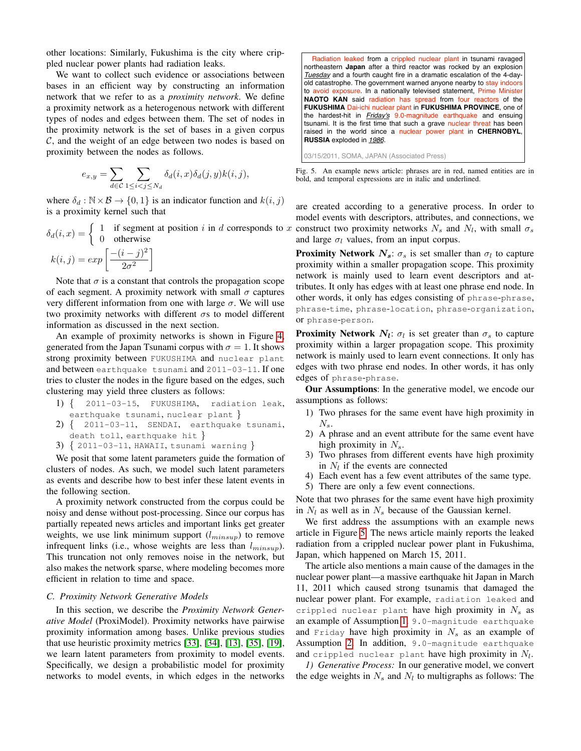other locations: Similarly, Fukushima is the city where crippled nuclear power plants had radiation leaks.

We want to collect such evidence or associations between bases in an efficient way by constructing an information network that we refer to as a *proximity network*. We define a proximity network as a heterogenous network with different types of nodes and edges between them. The set of nodes in the proximity network is the set of bases in a given corpus $\mathcal{C}$, and the weight of an edge between two nodes is based on proximity between the nodes as follows.

$$e_{x,y} = \sum_{d \in \mathcal{C}} \sum_{1 \le i < j \le N_d} \delta_d(i,x)\delta_d(j,y)k(i,j),$$

where $\delta_d : \mathbb{N} \times \mathcal{B} \rightarrow \{0,1\}$ is an indicator function and $k(i,j)$ is a proximity kernel such that

$$\delta_d(i,x) = \begin{cases} 1 & \text{if segment at position } i \text{ in } d \text{ corresponds to } x \\ 0 & \text{otherwise} \end{cases}$$

$$k(i,j) = exp\left[\frac{-(i-j)^2}{2\sigma^2}\right]$$

Note that $\sigma$ is a constant that controls the propagation scope of each segment. A proximity network with small $\sigma$ captures very different information from one with large $\sigma$. We will use two proximity networks with different $\sigma$s to model different information as discussed in the next section.

An example of proximity networks is shown in Figure 4, generated from the Japan Tsunami corpus with $\sigma = 1$. It shows strong proximity between `FUKUSHIMA` and `nuclear plant` and between `earthquake tsunami` and `2011-03-11`. If one tries to cluster the nodes in the figure based on the edges, such clustering may yield three clusters as follows:

1) { `2011-03-15`, `FUKUSHIMA`, `radiation leak`, `earthquake tsunami`, `nuclear plant` }
2) { `2011-03-11`, `SENDAI`, `earthquake tsunami`, `death toll`, `earthquake hit` }
3) { `2011-03-11`, `HAWAII`, `tsunami warning` }

We posit that some latent parameters guide the formation of clusters of nodes. As such, we model such latent parameters as events and describe how to best infer these latent events in the following section.

A proximity network constructed from the corpus could be noisy and dense without post-processing. Since our corpus has partially repeated news articles and important links get greater weights, we use link minimum support ($l_{minsup}$) to remove infrequent links (i.e., whose weights are less than $l_{minsup}$). This truncation not only removes noise in the network, but also makes the network sparse, where modeling becomes more efficient in relation to time and space.

### C. Proximity Network Generative Models

In this section, we describe the *Proximity Network Generative Model* (ProxiModel). Proximity networks have pairwise proximity information among bases. Unlike previous studies that use heuristic proximity metrics [33], [34], [13], [35], [19], we learn latent parameters from proximity to model events. Specifically, we design a probabilistic model for proximity networks to model events, in which edges in the networks are created according to a generative process. In order to model events with descriptors, attributes, and connections, we construct two proximity networks $N_s$ and $N_l$, with small $\sigma_s$ and large $\sigma_l$ values, from an input corpus.

> Radiation leaked from a crippled nuclear plant in tsunami ravaged northeastern **Japan** after a third reactor was rocked by an explosion ***Tuesday*** and a fourth caught fire in a dramatic escalation of the 4-day-old catastrophe. The government warned anyone nearby to stay indoors to avoid exposure. In a nationally televised statement, Prime Minister **NAOTO KAN** said radiation has spread from four reactors of the **FUKUSHIMA** Dai-ichi nuclear plant in **FUKUSHIMA PROVINCE**, one of the hardest-hit in ***Friday's*** 9.0-magnitude earthquake and ensuing tsunami. It is the first time that such a grave nuclear threat has been raised in the world since a nuclear power plant in **CHERNOBYL, RUSSIA** exploded in ***1986***.
>
> 03/15/2011, SOMA, JAPAN (Associated Press)

Fig. 5. An example news article: phrases are in red, named entities are in bold, and temporal expressions are in italic and underlined.

**Proximity Network $N_s$**: $\sigma_s$ is set smaller than $\sigma_l$ to capture proximity within a smaller propagation scope. This proximity network is mainly used to learn event descriptors and attributes. It only has edges with at least one phrase end node. In other words, it only has edges consisting of `phrase-phrase`, `phrase-time`, `phrase-location`, `phrase-organization`, or `phrase-person`.

**Proximity Network $N_l$**: $\sigma_l$ is set greater than $\sigma_s$ to capture proximity within a larger propagation scope. This proximity network is mainly used to learn event connections. It only has edges with two phrase end nodes. In other words, it has only edges of `phrase-phrase`.

**Our Assumptions**: In the generative model, we encode our assumptions as follows:

1) Two phrases for the same event have high proximity in $N_s$.
2) A phrase and an event attribute for the same event have high proximity in $N_s$.
3) Two phrases from different events have high proximity in $N_l$ if the events are connected
4) Each event has a few event attributes of the same type.
5) There are only a few event connections.

Note that two phrases for the same event have high proximity in $N_l$ as well as in $N_s$ because of the Gaussian kernel.

We first address the assumptions with an example news article in Figure 5. The news article mainly reports the leaked radiation from a crippled nuclear power plant in Fukushima, Japan, which happened on March 15, 2011.

The article also mentions a main cause of the damages in the nuclear power plant—a massive earthquake hit Japan in March 11, 2011 which caused strong tsunamis that damaged the nuclear power plant. For example, `radiation leaked` and `crippled nuclear plant` have high proximity in $N_s$ as an example of Assumption 1. `9.0-magnitude earthquake` and `Friday` have high proximity in $N_s$ as an example of Assumption 2. In addition, `9.0-magnitude earthquake` and `crippled nuclear plant` have high proximity in $N_l$.

*1) Generative Process:* In our generative model, we convert the edge weights in $N_s$ and $N_l$ to multigraphs as follows: The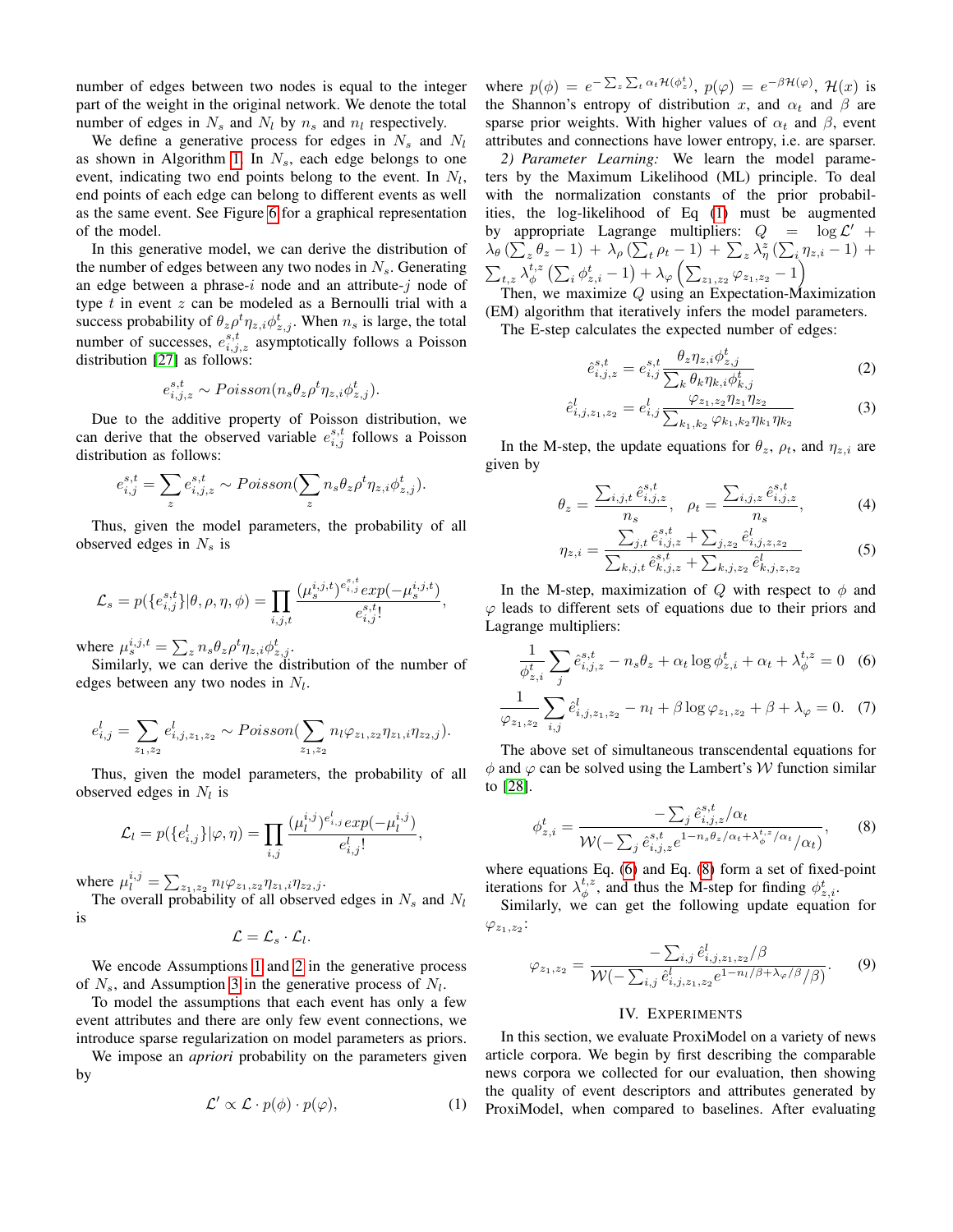number of edges between two nodes is equal to the integer part of the weight in the original network. We denote the total number of edges in $N_s$ and $N_l$ by $n_s$ and $n_l$ respectively.

We define a generative process for edges in $N_s$ and $N_l$ as shown in Algorithm 1. In $N_s$, each edge belongs to one event, indicating two end points belong to the event. In $N_l$, end points of each edge can belong to different events as well as the same event. See Figure 6 for a graphical representation of the model.

In this generative model, we can derive the distribution of the number of edges between any two nodes in $N_s$. Generating an edge between a phrase-$i$ node and an attribute-$j$ node of type $t$ in event $z$ can be modeled as a Bernoulli trial with a success probability of $\theta_z \rho^t \eta_{z,i} \phi^t_{z,j}$. When $n_s$ is large, the total number of successes, $e^{s,t}_{i,j,z}$ asymptotically follows a Poisson distribution [27] as follows:

$$e^{s,t}_{i,j,z} \sim Poisson(n_s \theta_z \rho^t \eta_{z,i} \phi^t_{z,j}).$$

Due to the additive property of Poisson distribution, we can derive that the observed variable $e^{s,t}_{i,j}$ follows a Poisson distribution as follows:

$$e^{s,t}_{i,j} = \sum_z e^{s,t}_{i,j,z} \sim Poisson(\sum_z n_s \theta_z \rho^t \eta_{z,i} \phi^t_{z,j}).$$

Thus, given the model parameters, the probability of all observed edges in $N_s$ is

$$\mathcal{L}_s = p(\{e^{s,t}_{i,j}\}|\theta, \rho, \eta, \phi) = \prod_{i,j,t} \frac{(\mu^{i,j,t}_s)^{e^{s,t}_{i,j}} exp(-\mu^{i,j,t}_s)}{e^{s,t}_{i,j}!},$$

where $\mu^{i,j,t}_s = \sum_z n_s \theta_z \rho^t \eta_{z,i} \phi^t_{z,j}$.

Similarly, we can derive the distribution of the number of edges between any two nodes in $N_l$.

$$e^l_{i,j} = \sum_{z_1, z_2} e^l_{i,j,z_1,z_2} \sim Poisson(\sum_{z_1,z_2} n_l \varphi_{z_1,z_2} \eta_{z_1,i} \eta_{z_2,j}).$$

Thus, given the model parameters, the probability of all observed edges in $N_l$ is

$$\mathcal{L}_l = p(\{e^l_{i,j}\}|\varphi, \eta) = \prod_{i,j} \frac{(\mu^{i,j}_l)^{e^l_{i,j}} exp(-\mu^{i,j}_l)}{e^l_{i,j}!},$$

where $\mu^{i,j}_l = \sum_{z_1,z_2} n_l \varphi_{z_1,z_2} \eta_{z_1,i} \eta_{z_2,j}$.

The overall probability of all observed edges in $N_s$ and $N_l$ is

$$\mathcal{L} = \mathcal{L}_s \cdot \mathcal{L}_l.$$

We encode Assumptions 1 and 2 in the generative process of $N_s$, and Assumption 3 in the generative process of $N_l$.

To model the assumptions that each event has only a few event attributes and there are only few event connections, we introduce sparse regularization on model parameters as priors.

We impose an *apriori* probability on the parameters given by

$$\mathcal{L}' \propto \mathcal{L} \cdot p(\phi) \cdot p(\varphi), \tag{1}$$

where $p(\phi) = e^{-\sum_z \sum_t \alpha_t \mathcal{H}(\phi^t_z)}$, $p(\varphi) = e^{-\beta \mathcal{H}(\varphi)}$, $\mathcal{H}(x)$ is the Shannon's entropy of distribution $x$, and $\alpha_t$ and $\beta$ are sparse prior weights. With higher values of $\alpha_t$ and $\beta$, event attributes and connections have lower entropy, i.e. are sparser.

*2) Parameter Learning:* We learn the model parameters by the Maximum Likelihood (ML) principle. To deal with the normalization constants of the prior probabilities, the log-likelihood of Eq (1) must be augmented by appropriate Lagrange multipliers: $Q = \log \mathcal{L}' + \lambda_\theta (\sum_z \theta_z - 1) + \lambda_\rho (\sum_t \rho_t - 1) + \sum_z \lambda^z_\eta (\sum_i \eta_{z,i} - 1) + \sum_{t,z} \lambda^{t,z}_\phi (\sum_i \phi^t_{z,i} - 1) + \lambda_\varphi \left( \sum_{z_1,z_2} \varphi_{z_1,z_2} - 1 \right)$

Then, we maximize $Q$ using an Expectation-Maximization (EM) algorithm that iteratively infers the model parameters.

The E-step calculates the expected number of edges:

$$\hat{e}^{s,t}_{i,j,z} = e^{s,t}_{i,j} \frac{\theta_z \eta_{z,i} \phi^t_{z,j}}{\sum_k \theta_k \eta_{k,i} \phi^t_{k,j}} \tag{2}$$

$$\hat{e}^l_{i,j,z_1,z_2} = e^l_{i,j} \frac{\varphi_{z_1,z_2} \eta_{z_1} \eta_{z_2}}{\sum_{k_1,k_2} \varphi_{k_1,k_2} \eta_{k_1} \eta_{k_2}} \tag{3}$$

In the M-step, the update equations for $\theta_z$, $\rho_t$, and $\eta_{z,i}$ are given by

$$\theta_z = \frac{\sum_{i,j,t} \hat{e}^{s,t}_{i,j,z}}{n_s}, \quad \rho_t = \frac{\sum_{i,j,z} \hat{e}^{s,t}_{i,j,z}}{n_s}, \tag{4}$$

$$\eta_{z,i} = \frac{\sum_{j,t} \hat{e}^{s,t}_{i,j,z} + \sum_{j,z_2} \hat{e}^l_{i,j,z,z_2}}{\sum_{k,j,t} \hat{e}^{s,t}_{k,j,z} + \sum_{k,j,z_2} \hat{e}^l_{k,j,z,z_2}} \tag{5}$$

In the M-step, maximization of $Q$ with respect to $\phi$ and $\varphi$ leads to different sets of equations due to their priors and Lagrange multipliers:

$$\frac{1}{\phi^t_{z,i}} \sum_j \hat{e}^{s,t}_{i,j,z} - n_s \theta_z + \alpha_t \log \phi^t_{z,i} + \alpha_t + \lambda^{t,z}_\phi = 0 \tag{6}$$

$$\frac{1}{\varphi_{z_1,z_2}} \sum_{i,j} \hat{e}^l_{i,j,z_1,z_2} - n_l + \beta \log \varphi_{z_1,z_2} + \beta + \lambda_\varphi = 0. \tag{7}$$

The above set of simultaneous transcendental equations for $\phi$ and $\varphi$ can be solved using the Lambert's $\mathcal{W}$ function similar to [28].

$$\phi^t_{z,i} = \frac{-\sum_j \hat{e}^{s,t}_{i,j,z}/\alpha_t}{\mathcal{W}(-\sum_j \hat{e}^{s,t}_{i,j,z} e^{1-n_s\theta_z/\alpha_t + \lambda^{t,z}_\phi/\alpha_t}/\alpha_t)}, \tag{8}$$

where equations Eq. (6) and Eq. (8) form a set of fixed-point iterations for $\lambda^{t,z}_\phi$, and thus the M-step for finding $\phi^t_{z,i}$.

Similarly, we can get the following update equation for $\varphi_{z_1,z_2}$:

$$\varphi_{z_1,z_2} = \frac{-\sum_{i,j} \hat{e}^l_{i,j,z_1,z_2}/\beta}{\mathcal{W}(-\sum_{i,j} \hat{e}^l_{i,j,z_1,z_2} e^{1-n_l/\beta + \lambda_\varphi/\beta}/\beta)}. \tag{9}$$

## IV. Experiments

In this section, we evaluate ProxiModel on a variety of news article corpora. We begin by first describing the comparable news corpora we collected for our evaluation, then showing the quality of event descriptors and attributes generated by ProxiModel, when compared to baselines. After evaluating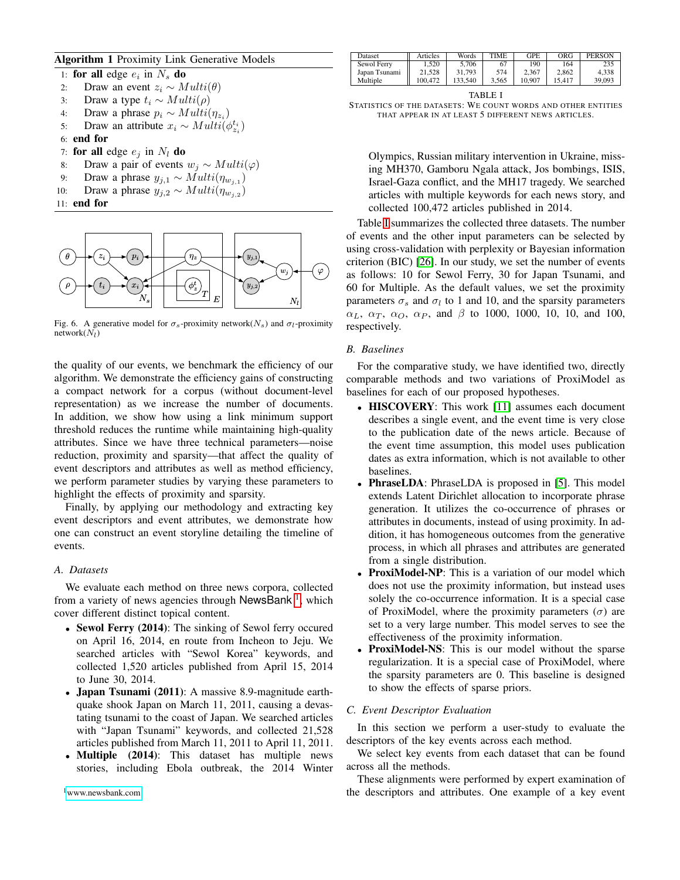**Algorithm 1** Proximity Link Generative Models

```
1: for all edge e_i in N_s do
2:     Draw an event z_i ~ Multi(θ)
3:     Draw a type t_i ~ Multi(ρ)
4:     Draw a phrase p_i ~ Multi(η_{z_i})
5:     Draw an attribute x_i ~ Multi(φ^{t_i}_{z_i})
6: end for
7: for all edge e_j in N_l do
8:     Draw a pair of events w_j ~ Multi(φ)
9:     Draw a phrase y_{j,1} ~ Multi(η_{w_{j,1}})
10:    Draw a phrase y_{j,2} ~ Multi(η_{w_{j,2}})
11: end for
```

Fig. 6. A generative model for $\sigma_s$-proximity network($N_s$) and $\sigma_l$-proximity network($N_l$)

the quality of our events, we benchmark the efficiency of our algorithm. We demonstrate the efficiency gains of constructing a compact network for a corpus (without document-level representation) as we increase the number of documents. In addition, we show how using a link minimum support threshold reduces the runtime while maintaining high-quality attributes. Since we have three technical parameters—noise reduction, proximity and sparsity—that affect the quality of event descriptors and attributes as well as method efficiency, we perform parameter studies by varying these parameters to highlight the effects of proximity and sparsity.

Finally, by applying our methodology and extracting key event descriptors and event attributes, we demonstrate how one can construct an event storyline detailing the timeline of events.

### A. Datasets

We evaluate each method on three news corpora, collected from a variety of news agencies through NewsBank [1], which cover different distinct topical content.

- **Sewol Ferry (2014)**: The sinking of Sewol ferry occured on April 16, 2014, en route from Incheon to Jeju. We searched articles with "Sewol Korea" keywords, and collected 1,520 articles published from April 15, 2014 to June 30, 2014.
- **Japan Tsunami (2011)**: A massive 8.9-magnitude earthquake shook Japan on March 11, 2011, causing a devastating tsunami to the coast of Japan. We searched articles with "Japan Tsunami" keywords, and collected 21,528 articles published from March 11, 2011 to April 11, 2011.
- **Multiple (2014)**: This dataset has multiple news stories, including Ebola outbreak, the 2014 Winter Olympics, Russian military intervention in Ukraine, missing MH370, Gamboru Ngala attack, Jos bombings, ISIS, Israel-Gaza conflict, and the MH17 tragedy. We searched articles with multiple keywords for each news story, and collected 100,472 articles published in 2014.

[1] www.newsbank.com

| Dataset | Articles | Words | TIME | GPE | ORG | PERSON |
|---|---|---|---|---|---|---|
| Sewol Ferry | 1,520 | 5,706 | 67 | 190 | 164 | 235 |
| Japan Tsunami | 21,528 | 31,793 | 574 | 2,367 | 2,862 | 4,338 |
| Multiple | 100,472 | 133,540 | 3,565 | 10,907 | 15,417 | 39,093 |

TABLE I
STATISTICS OF THE DATASETS: WE COUNT WORDS AND OTHER ENTITIES THAT APPEAR IN AT LEAST 5 DIFFERENT NEWS ARTICLES.

Table I summarizes the collected three datasets. The number of events and the other input parameters can be selected by using cross-validation with perplexity or Bayesian information criterion (BIC) [26]. In our study, we set the number of events as follows: 10 for Sewol Ferry, 30 for Japan Tsunami, and 60 for Multiple. As the default values, we set the proximity parameters $\sigma_s$ and $\sigma_l$ to 1 and 10, and the sparsity parameters $\alpha_L$, $\alpha_T$, $\alpha_O$, $\alpha_P$, and $\beta$ to 1000, 1000, 10, 10, and 100, respectively.

### B. Baselines

For the comparative study, we have identified two, directly comparable methods and two variations of ProxiModel as baselines for each of our proposed hypotheses.

- **HISCOVERY**: This work [11] assumes each document describes a single event, and the event time is very close to the publication date of the news article. Because of the event time assumption, this model uses publication dates as extra information, which is not available to other baselines.
- **PhraseLDA**: PhraseLDA is proposed in [5]. This model extends Latent Dirichlet allocation to incorporate phrase generation. It utilizes the co-occurrence of phrases or attributes in documents, instead of using proximity. In addition, it has homogeneous outcomes from the generative process, in which all phrases and attributes are generated from a single distribution.
- **ProxiModel-NP**: This is a variation of our model which does not use the proximity information, but instead uses solely the co-occurrence information. It is a special case of ProxiModel, where the proximity parameters ($\sigma$) are set to a very large number. This model serves to see the effectiveness of the proximity information.
- **ProxiModel-NS**: This is our model without the sparse regularization. It is a special case of ProxiModel, where the sparsity parameters are 0. This baseline is designed to show the effects of sparse priors.

### C. Event Descriptor Evaluation

In this section we perform a user-study to evaluate the descriptors of the key events across each method.

We select key events from each dataset that can be found across all the methods.

These alignments were performed by expert examination of the descriptors and attributes. One example of a key event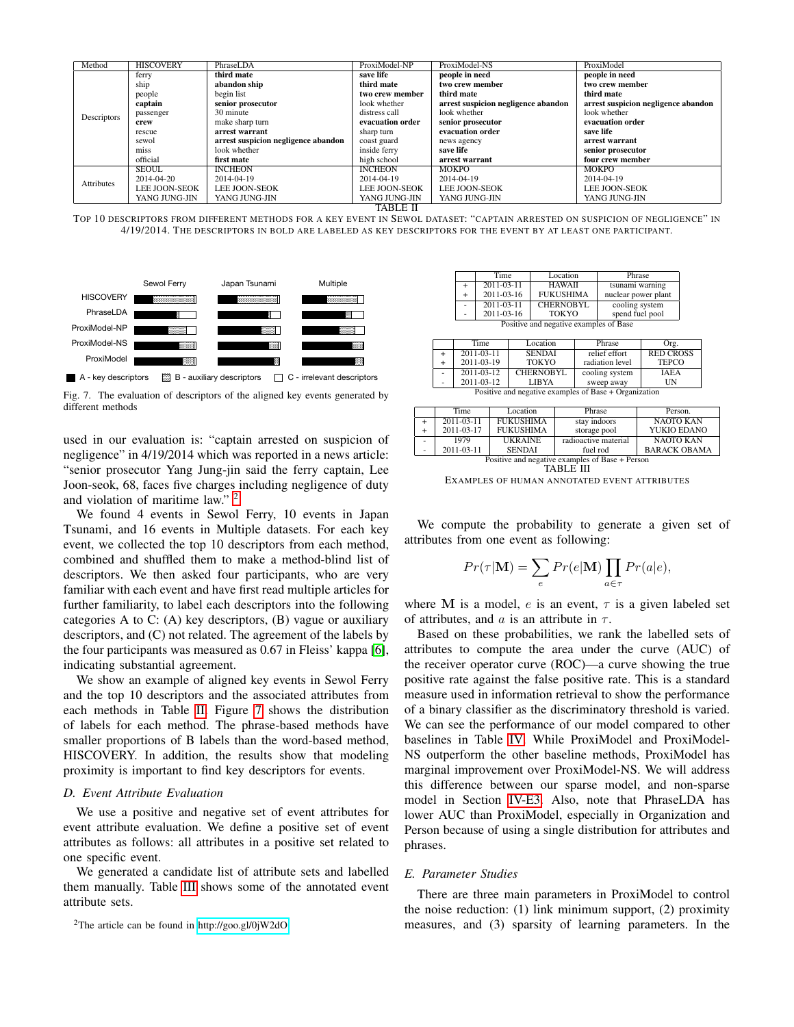| Method | HISCOVERY | PhraseLDA | ProxiModel-NP | ProxiModel-NS | ProxiModel |
|---|---|---|---|---|---|
| Descriptors | ferry | **third mate** | **save life** | **people in need** | **people in need** |
| | ship | **abandon ship** | **third mate** | **two crew member** | **two crew member** |
| | people | begin list | **two crew member** | **third mate** | **third mate** |
| | **captain** | **senior prosecutor** | look whether | **arrest suspicion negligence abandon** | **arrest suspicion negligence abandon** |
| | passenger | 30 minute | distress call | look whether | look whether |
| | **crew** | make sharp turn | **evacuation order** | **senior prosecutor** | **evacuation order** |
| | rescue | **arrest warrant** | sharp turn | **evacuation order** | **save life** |
| | sewol | **arrest suspicion negligence abandon** | coast guard | news agency | **arrest warrant** |
| | miss | look whether | inside ferry | **save life** | **senior prosecutor** |
| | official | **first mate** | high school | **arrest warrant** | **four crew member** |
| Attributes | SEOUL | INCHEON | INCHEON | MOKPO | MOKPO |
| | 2014-04-20 | 2014-04-19 | 2014-04-19 | 2014-04-19 | 2014-04-19 |
| | LEE JOON-SEOK | LEE JOON-SEOK | LEE JOON-SEOK | LEE JOON-SEOK | LEE JOON-SEOK |
| | YANG JUNG-JIN | YANG JUNG-JIN | YANG JUNG-JIN | YANG JUNG-JIN | YANG JUNG-JIN |

TABLE II

TOP 10 DESCRIPTORS FROM DIFFERENT METHODS FOR A KEY EVENT IN SEWOL DATASET: "CAPTAIN ARRESTED ON SUSPICION OF NEGLIGENCE" IN 4/19/2014. THE DESCRIPTORS IN BOLD ARE LABELED AS KEY DESCRIPTORS FOR THE EVENT BY AT LEAST ONE PARTICIPANT.

Fig. 7. The evaluation of descriptors of the aligned key events generated by different methods

used in our evaluation is: "captain arrested on suspicion of negligence" in 4/19/2014 which was reported in a news article: "senior prosecutor Yang Jung-jin said the ferry captain, Lee Joon-seok, 68, faces five charges including negligence of duty and violation of maritime law." [2]

We found 4 events in Sewol Ferry, 10 events in Japan Tsunami, and 16 events in Multiple datasets. For each key event, we collected the top 10 descriptors from each method, combined and shuffled them to make a method-blind list of descriptors. We then asked four participants, who are very familiar with each event and have first read multiple articles for further familiarity, to label each descriptors into the following categories A to C: (A) key descriptors, (B) vague or auxiliary descriptors, and (C) not related. The agreement of the labels by the four participants was measured as 0.67 in Fleiss' kappa [6], indicating substantial agreement.

We show an example of aligned key events in Sewol Ferry and the top 10 descriptors and the associated attributes from each methods in Table II. Figure 7 shows the distribution of labels for each method. The phrase-based methods have smaller proportions of B labels than the word-based method, HISCOVERY. In addition, the results show that modeling proximity is important to find key descriptors for events.

### D. Event Attribute Evaluation

We use a positive and negative set of event attributes for event attribute evaluation. We define a positive set of event attributes as follows: all attributes in a positive set related to one specific event.

We generated a candidate list of attribute sets and labelled them manually. Table III shows some of the annotated event attribute sets.

[2]The article can be found in http://goo.gl/0jW2dO

| | Time | Location | Phrase |
|---|---|---|---|
| + | 2011-03-11 | HAWAII | tsunami warning |
| + | 2011-03-16 | FUKUSHIMA | nuclear power plant |
| - | 2011-03-11 | CHERNOBYL | cooling system |
| - | 2011-03-16 | TOKYO | spend fuel pool |

Positive and negative examples of Base

| | Time | Location | Phrase | Org. |
|---|---|---|---|---|
| + | 2011-03-11 | SENDAI | relief effort | RED CROSS |
| + | 2011-03-19 | TOKYO | radiation level | TEPCO |
| - | 2011-03-12 | CHERNOBYL | cooling system | IAEA |
| - | 2011-03-12 | LIBYA | sweep away | UN |

Positive and negative examples of Base + Organization

| | Time | Location | Phrase | Person. |
|---|---|---|---|---|
| + | 2011-03-11 | FUKUSHIMA | stay indoors | NAOTO KAN |
| + | 2011-03-17 | FUKUSHIMA | storage pool | YUKIO EDANO |
| - | 1979 | UKRAINE | radioactive material | NAOTO KAN |
| - | 2011-03-11 | SENDAI | fuel rod | BARACK OBAMA |

Positive and negative examples of Base + Person

TABLE III

EXAMPLES OF HUMAN ANNOTATED EVENT ATTRIBUTES

We compute the probability to generate a given set of attributes from one event as following:

$$Pr(\tau|\mathbf{M}) = \sum_{e} Pr(e|\mathbf{M}) \prod_{a \in \tau} Pr(a|e),$$

where $\mathbf{M}$ is a model, $e$ is an event, $\tau$ is a given labeled set of attributes, and $a$ is an attribute in $\tau$.

Based on these probabilities, we rank the labelled sets of attributes to compute the area under the curve (AUC) of the receiver operator curve (ROC)—a curve showing the true positive rate against the false positive rate. This is a standard measure used in information retrieval to show the performance of a binary classifier as the discriminatory threshold is varied. We can see the performance of our model compared to other baselines in Table IV. While ProxiModel and ProxiModel-NS outperform the other baseline methods, ProxiModel has marginal improvement over ProxiModel-NS. We will address this difference between our sparse model, and non-sparse model in Section IV-E3. Also, note that PhraseLDA has lower AUC than ProxiModel, especially in Organization and Person because of using a single distribution for attributes and phrases.

### E. Parameter Studies

There are three main parameters in ProxiModel to control the noise reduction: (1) link minimum support, (2) proximity measures, and (3) sparsity of learning parameters. In the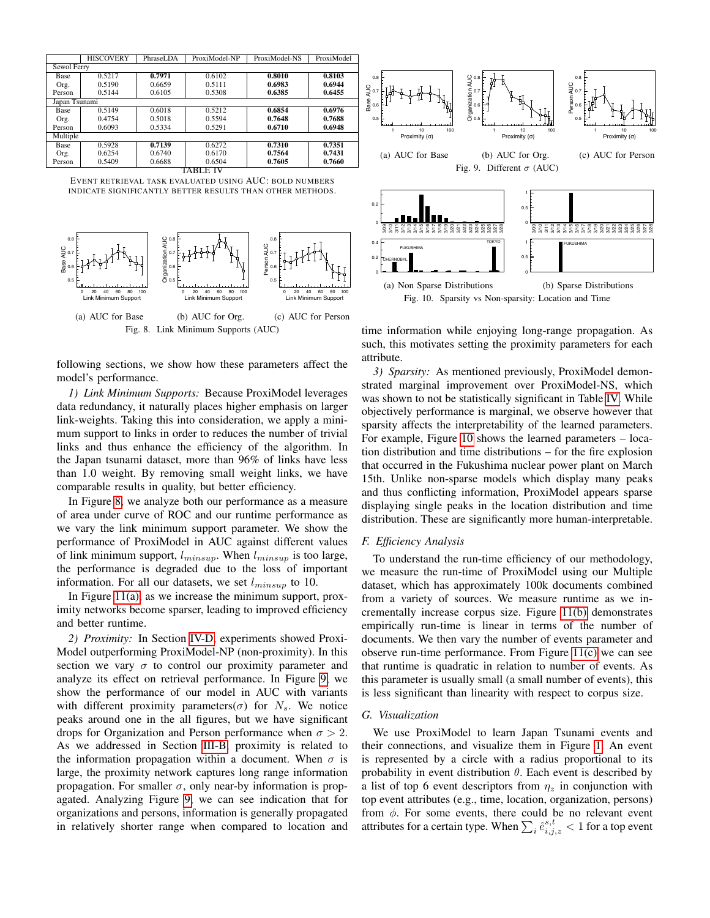|  | HISCOVERY | PhraseLDA | ProxiModel-NP | ProxiModel-NS | ProxiModel |
|---|---|---|---|---|---|
| Sewol Ferry | | | | | |
| Base | 0.5217 | **0.7971** | 0.6102 | **0.8010** | **0.8103** |
| Org. | 0.5190 | 0.6659 | 0.5111 | **0.6983** | **0.6944** |
| Person | 0.5144 | 0.6105 | 0.5308 | **0.6385** | **0.6455** |
| Japan Tsunami | | | | | |
| Base | 0.5149 | 0.6018 | 0.5212 | **0.6854** | **0.6976** |
| Org. | 0.4754 | 0.5018 | 0.5594 | **0.7648** | **0.7688** |
| Person | 0.6093 | 0.5334 | 0.5291 | **0.6710** | **0.6948** |
| Multiple | | | | | |
| Base | 0.5928 | **0.7139** | 0.6272 | **0.7310** | **0.7351** |
| Org. | 0.6254 | 0.6740 | 0.6170 | **0.7564** | **0.7431** |
| Person | 0.5409 | 0.6688 | 0.6504 | **0.7605** | **0.7660** |

TABLE IV

EVENT RETRIEVAL TASK EVALUATED USING AUC: BOLD NUMBERS INDICATE SIGNIFICANTLY BETTER RESULTS THAN OTHER METHODS.

(a) AUC for Base (b) AUC for Org. (c) AUC for Person

Fig. 8. Link Minimum Supports (AUC)

following sections, we show how these parameters affect the model's performance.

*1) Link Minimum Supports:* Because ProxiModel leverages data redundancy, it naturally places higher emphasis on larger link-weights. Taking this into consideration, we apply a minimum support to links in order to reduces the number of trivial links and thus enhance the efficiency of the algorithm. In the Japan tsunami dataset, more than 96% of links have less than 1.0 weight. By removing small weight links, we have comparable results in quality, but better efficiency.

In Figure 8, we analyze both our performance as a measure of area under curve of ROC and our runtime performance as we vary the link minimum support parameter. We show the performance of ProxiModel in AUC against different values of link minimum support, $l_{minsup}$. When $l_{minsup}$ is too large, the performance is degraded due to the loss of important information. For all our datasets, we set $l_{minsup}$ to 10.

In Figure 11(a), as we increase the minimum support, proximity networks become sparser, leading to improved efficiency and better runtime.

*2) Proximity:* In Section IV-D, experiments showed ProxiModel outperforming ProxiModel-NP (non-proximity). In this section we vary $\sigma$ to control our proximity parameter and analyze its effect on retrieval performance. In Figure 9, we show the performance of our model in AUC with variants with different proximity parameters($\sigma$) for $N_s$. We notice peaks around one in the all figures, but we have significant drops for Organization and Person performance when $\sigma > 2$. As we addressed in Section III-B, proximity is related to the information propagation within a document. When $\sigma$ is large, the proximity network captures long range information propagation. For smaller $\sigma$, only near-by information is propagated. Analyzing Figure 9, we can see indication that for organizations and persons, information is generally propagated in relatively shorter range when compared to location and time information while enjoying long-range propagation. As such, this motivates setting the proximity parameters for each attribute.

(a) AUC for Base (b) AUC for Org. (c) AUC for Person

Fig. 9. Different $\sigma$ (AUC)

(a) Non Sparse Distributions (b) Sparse Distributions

Fig. 10. Sparsity vs Non-sparsity: Location and Time

*3) Sparsity:* As mentioned previously, ProxiModel demonstrated marginal improvement over ProxiModel-NS, which was shown to not be statistically significant in Table IV. While objectively performance is marginal, we observe however that sparsity affects the interpretability of the learned parameters. For example, Figure 10 shows the learned parameters – location distribution and time distributions – for the fire explosion that occurred in the Fukushima nuclear power plant on March 15th. Unlike non-sparse models which display many peaks and thus conflicting information, ProxiModel appears sparse displaying single peaks in the location distribution and time distribution. These are significantly more human-interpretable.

### *F. Efficiency Analysis*

To understand the run-time efficiency of our methodology, we measure the run-time of ProxiModel using our Multiple dataset, which has approximately 100k documents combined from a variety of sources. We measure runtime as we incrementally increase corpus size. Figure 11(b) demonstrates empirically run-time is linear in terms of the number of documents. We then vary the number of events parameter and observe run-time performance. From Figure 11(c) we can see that runtime is quadratic in relation to number of events. As this parameter is usually small (a small number of events), this is less significant than linearity with respect to corpus size.

### *G. Visualization*

We use ProxiModel to learn Japan Tsunami events and their connections, and visualize them in Figure 1. An event is represented by a circle with a radius proportional to its probability in event distribution $\theta$. Each event is described by a list of top 6 event descriptors from $\eta_z$ in conjunction with top event attributes (e.g., time, location, organization, persons) from $\phi$. For some events, there could be no relevant event attributes for a certain type. When $\sum_i \hat{e}^{s,t}_{i,j,z} < 1$ for a top event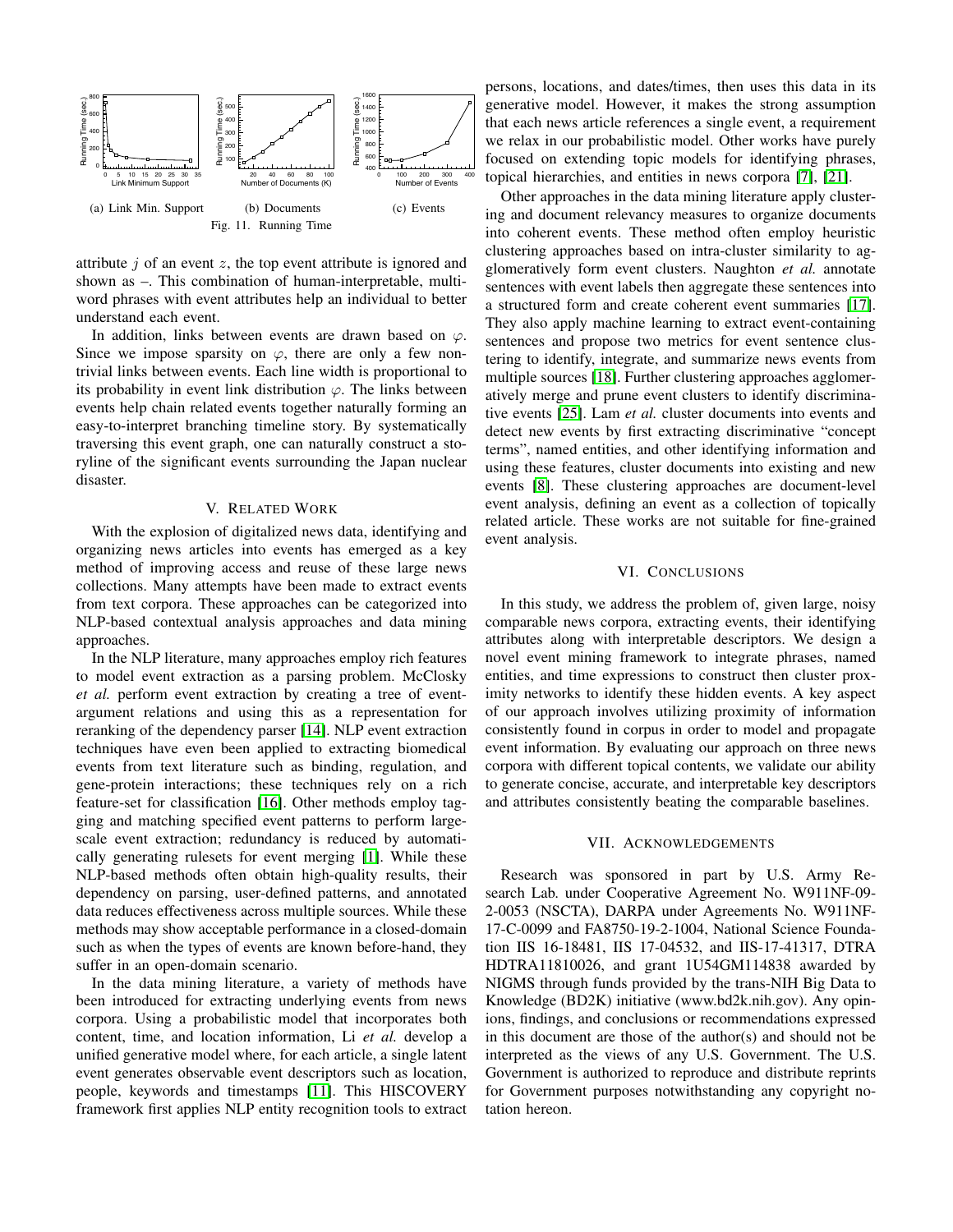(a) Link Min. Support (b) Documents (c) Events

Fig. 11. Running Time

attribute $j$ of an event $z$, the top event attribute is ignored and shown as –. This combination of human-interpretable, multi-word phrases with event attributes help an individual to better understand each event.

In addition, links between events are drawn based on $\varphi$. Since we impose sparsity on $\varphi$, there are only a few non-trivial links between events. Each line width is proportional to its probability in event link distribution $\varphi$. The links between events help chain related events together naturally forming an easy-to-interpret branching timeline story. By systematically traversing this event graph, one can naturally construct a storyline of the significant events surrounding the Japan nuclear disaster.

## V. Related Work

With the explosion of digitalized news data, identifying and organizing news articles into events has emerged as a key method of improving access and reuse of these large news collections. Many attempts have been made to extract events from text corpora. These approaches can be categorized into NLP-based contextual analysis approaches and data mining approaches.

In the NLP literature, many approaches employ rich features to model event extraction as a parsing problem. McClosky *et al.* perform event extraction by creating a tree of event-argument relations and using this as a representation for reranking of the dependency parser [14]. NLP event extraction techniques have even been applied to extracting biomedical events from text literature such as binding, regulation, and gene-protein interactions; these techniques rely on a rich feature-set for classification [16]. Other methods employ tagging and matching specified event patterns to perform large-scale event extraction; redundancy is reduced by automatically generating rulesets for event merging [1]. While these NLP-based methods often obtain high-quality results, their dependency on parsing, user-defined patterns, and annotated data reduces effectiveness across multiple sources. While these methods may show acceptable performance in a closed-domain such as when the types of events are known before-hand, they suffer in an open-domain scenario.

In the data mining literature, a variety of methods have been introduced for extracting underlying events from news corpora. Using a probabilistic model that incorporates both content, time, and location information, Li *et al.* develop a unified generative model where, for each article, a single latent event generates observable event descriptors such as location, people, keywords and timestamps [11]. This HISCOVERY framework first applies NLP entity recognition tools to extract persons, locations, and dates/times, then uses this data in its generative model. However, it makes the strong assumption that each news article references a single event, a requirement we relax in our probabilistic model. Other works have purely focused on extending topic models for identifying phrases, topical hierarchies, and entities in news corpora [7], [21].

Other approaches in the data mining literature apply clustering and document relevancy measures to organize documents into coherent events. These method often employ heuristic clustering approaches based on intra-cluster similarity to agglomeratively form event clusters. Naughton *et al.* annotate sentences with event labels then aggregate these sentences into a structured form and create coherent event summaries [17]. They also apply machine learning to extract event-containing sentences and propose two metrics for event sentence clustering to identify, integrate, and summarize news events from multiple sources [18]. Further clustering approaches agglomeratively merge and prune event clusters to identify discriminative events [25]. Lam *et al.* cluster documents into events and detect new events by first extracting discriminative "concept terms", named entities, and other identifying information and using these features, cluster documents into existing and new events [8]. These clustering approaches are document-level event analysis, defining an event as a collection of topically related article. These works are not suitable for fine-grained event analysis.

## VI. Conclusions

In this study, we address the problem of, given large, noisy comparable news corpora, extracting events, their identifying attributes along with interpretable descriptors. We design a novel event mining framework to integrate phrases, named entities, and time expressions to construct then cluster proximity networks to identify these hidden events. A key aspect of our approach involves utilizing proximity of information consistently found in corpus in order to model and propagate event information. By evaluating our approach on three news corpora with different topical contents, we validate our ability to generate concise, accurate, and interpretable key descriptors and attributes consistently beating the comparable baselines.

## VII. Acknowledgements

Research was sponsored in part by U.S. Army Research Lab. under Cooperative Agreement No. W911NF-09-2-0053 (NSCTA), DARPA under Agreements No. W911NF-17-C-0099 and FA8750-19-2-1004, National Science Foundation IIS 16-18481, IIS 17-04532, and IIS-17-41317, DTRA HDTRA11810026, and grant 1U54GM114838 awarded by NIGMS through funds provided by the trans-NIH Big Data to Knowledge (BD2K) initiative (www.bd2k.nih.gov). Any opinions, findings, and conclusions or recommendations expressed in this document are those of the author(s) and should not be interpreted as the views of any U.S. Government. The U.S. Government is authorized to reproduce and distribute reprints for Government purposes notwithstanding any copyright notation hereon.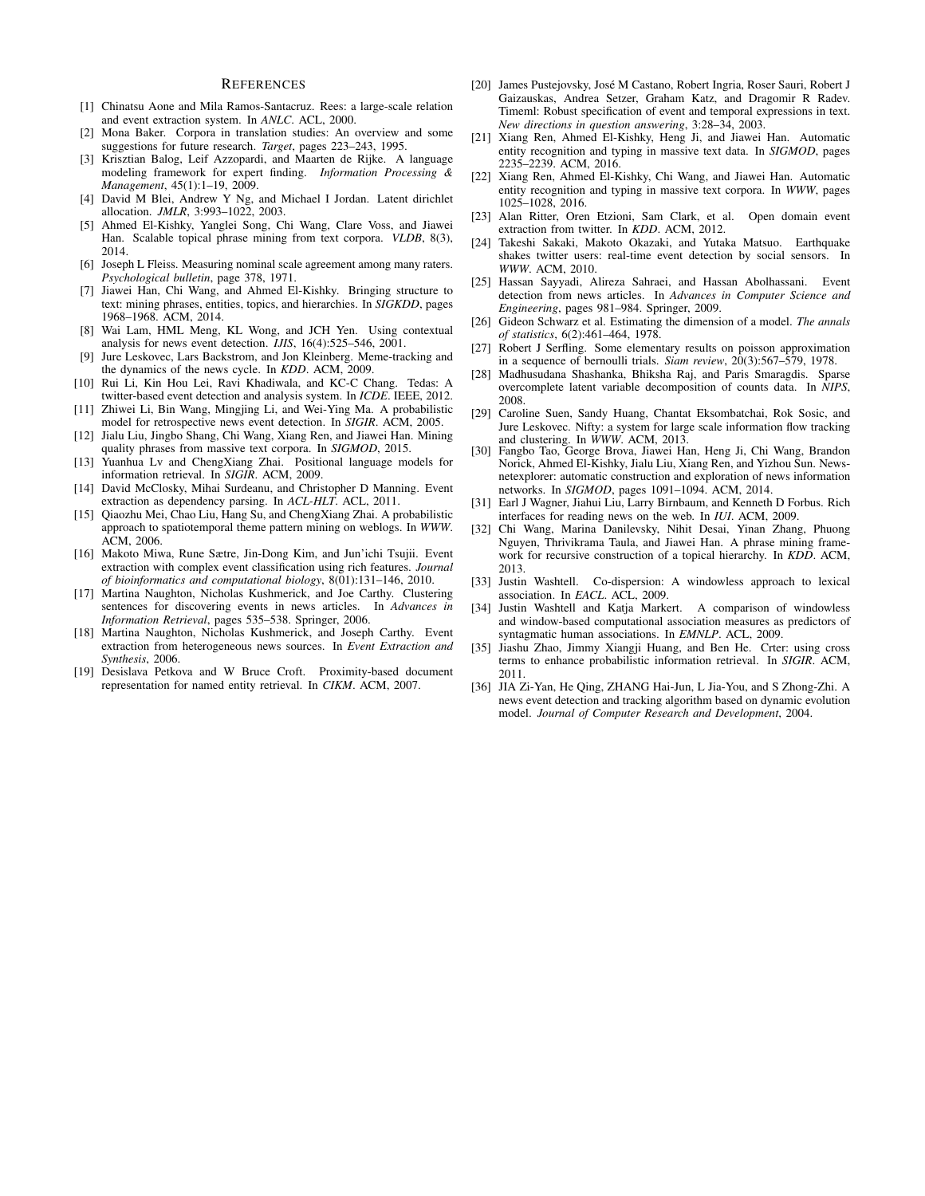# References

[1] Chinatsu Aone and Mila Ramos-Santacruz. Rees: a large-scale relation and event extraction system. In *ANLC*. ACL, 2000.

[2] Mona Baker. Corpora in translation studies: An overview and some suggestions for future research. *Target*, pages 223–243, 1995.

[3] Krisztian Balog, Leif Azzopardi, and Maarten de Rijke. A language modeling framework for expert finding. *Information Processing & Management*, 45(1):1–19, 2009.

[4] David M Blei, Andrew Y Ng, and Michael I Jordan. Latent dirichlet allocation. *JMLR*, 3:993–1022, 2003.

[5] Ahmed El-Kishky, Yanglei Song, Chi Wang, Clare Voss, and Jiawei Han. Scalable topical phrase mining from text corpora. *VLDB*, 8(3), 2014.

[6] Joseph L Fleiss. Measuring nominal scale agreement among many raters. *Psychological bulletin*, page 378, 1971.

[7] Jiawei Han, Chi Wang, and Ahmed El-Kishky. Bringing structure to text: mining phrases, entities, topics, and hierarchies. In *SIGKDD*, pages 1968–1968. ACM, 2014.

[8] Wai Lam, HML Meng, KL Wong, and JCH Yen. Using contextual analysis for news event detection. *IJIS*, 16(4):525–546, 2001.

[9] Jure Leskovec, Lars Backstrom, and Jon Kleinberg. Meme-tracking and the dynamics of the news cycle. In *KDD*. ACM, 2009.

[10] Rui Li, Kin Hou Lei, Ravi Khadiwala, and KC-C Chang. Tedas: A twitter-based event detection and analysis system. In *ICDE*. IEEE, 2012.

[11] Zhiwei Li, Bin Wang, Mingjing Li, and Wei-Ying Ma. A probabilistic model for retrospective news event detection. In *SIGIR*. ACM, 2005.

[12] Jialu Liu, Jingbo Shang, Chi Wang, Xiang Ren, and Jiawei Han. Mining quality phrases from massive text corpora. In *SIGMOD*, 2015.

[13] Yuanhua Lv and ChengXiang Zhai. Positional language models for information retrieval. In *SIGIR*. ACM, 2009.

[14] David McClosky, Mihai Surdeanu, and Christopher D Manning. Event extraction as dependency parsing. In *ACL-HLT*. ACL, 2011.

[15] Qiaozhu Mei, Chao Liu, Hang Su, and ChengXiang Zhai. A probabilistic approach to spatiotemporal theme pattern mining on weblogs. In *WWW*. ACM, 2006.

[16] Makoto Miwa, Rune Sætre, Jin-Dong Kim, and Jun'ichi Tsujii. Event extraction with complex event classification using rich features. *Journal of bioinformatics and computational biology*, 8(01):131–146, 2010.

[17] Martina Naughton, Nicholas Kushmerick, and Joe Carthy. Clustering sentences for discovering events in news articles. In *Advances in Information Retrieval*, pages 535–538. Springer, 2006.

[18] Martina Naughton, Nicholas Kushmerick, and Joseph Carthy. Event extraction from heterogeneous news sources. In *Event Extraction and Synthesis*, 2006.

[19] Desislava Petkova and W Bruce Croft. Proximity-based document representation for named entity retrieval. In *CIKM*. ACM, 2007.

[20] James Pustejovsky, José M Castano, Robert Ingria, Roser Sauri, Robert J Gaizauskas, Andrea Setzer, Graham Katz, and Dragomir R Radev. Timeml: Robust specification of event and temporal expressions in text. *New directions in question answering*, 3:28–34, 2003.

[21] Xiang Ren, Ahmed El-Kishky, Heng Ji, and Jiawei Han. Automatic entity recognition and typing in massive text data. In *SIGMOD*, pages 2235–2239. ACM, 2016.

[22] Xiang Ren, Ahmed El-Kishky, Chi Wang, and Jiawei Han. Automatic entity recognition and typing in massive text corpora. In *WWW*, pages 1025–1028, 2016.

[23] Alan Ritter, Oren Etzioni, Sam Clark, et al. Open domain event extraction from twitter. In *KDD*. ACM, 2012.

[24] Takeshi Sakaki, Makoto Okazaki, and Yutaka Matsuo. Earthquake shakes twitter users: real-time event detection by social sensors. In *WWW*. ACM, 2010.

[25] Hassan Sayyadi, Alireza Sahraei, and Hassan Abolhassani. Event detection from news articles. In *Advances in Computer Science and Engineering*, pages 981–984. Springer, 2009.

[26] Gideon Schwarz et al. Estimating the dimension of a model. *The annals of statistics*, 6(2):461–464, 1978.

[27] Robert J Serfling. Some elementary results on poisson approximation in a sequence of bernoulli trials. *Siam review*, 20(3):567–579, 1978.

[28] Madhusudana Shashanka, Bhiksha Raj, and Paris Smaragdis. Sparse overcomplete latent variable decomposition of counts data. In *NIPS*, 2008.

[29] Caroline Suen, Sandy Huang, Chantat Eksombatchai, Rok Sosic, and Jure Leskovec. Nifty: a system for large scale information flow tracking and clustering. In *WWW*. ACM, 2013.

[30] Fangbo Tao, George Brova, Jiawei Han, Heng Ji, Chi Wang, Brandon Norick, Ahmed El-Kishky, Jialu Liu, Xiang Ren, and Yizhou Sun. Newsnetexplorer: automatic construction and exploration of news information networks. In *SIGMOD*, pages 1091–1094. ACM, 2014.

[31] Earl J Wagner, Jiahui Liu, Larry Birnbaum, and Kenneth D Forbus. Rich interfaces for reading news on the web. In *IUI*. ACM, 2009.

[32] Chi Wang, Marina Danilevsky, Nihit Desai, Yinan Zhang, Phuong Nguyen, Thrivikrama Taula, and Jiawei Han. A phrase mining framework for recursive construction of a topical hierarchy. In *KDD*. ACM, 2013.

[33] Justin Washtell. Co-dispersion: A windowless approach to lexical association. In *EACL*. ACL, 2009.

[34] Justin Washtell and Katja Markert. A comparison of windowless and window-based computational association measures as predictors of syntagmatic human associations. In *EMNLP*. ACL, 2009.

[35] Jiashu Zhao, Jimmy Xiangji Huang, and Ben He. Crter: using cross terms to enhance probabilistic information retrieval. In *SIGIR*. ACM, 2011.

[36] JIA Zi-Yan, He Qing, ZHANG Hai-Jun, L Jia-You, and S Zhong-Zhi. A news event detection and tracking algorithm based on dynamic evolution model. *Journal of Computer Research and Development*, 2004.